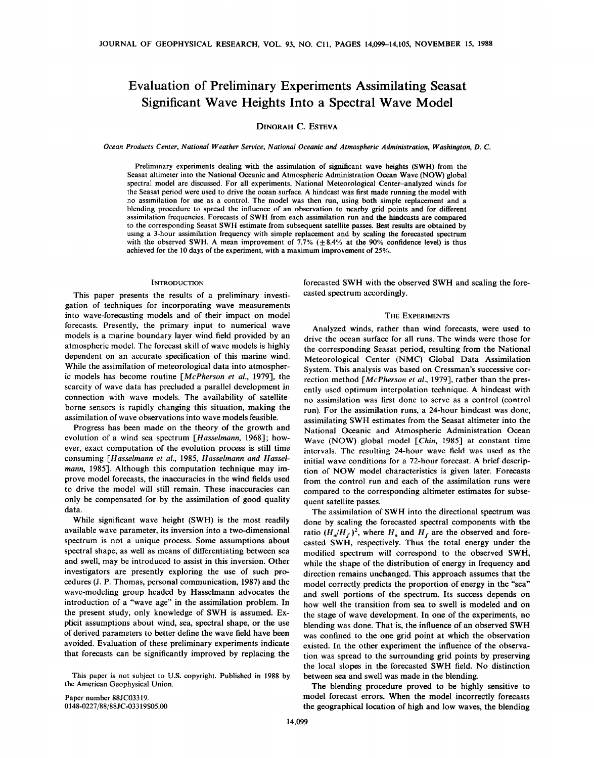# Evaluation of Preliminary Experiments Assimilating Seasat Significant Wave Heights Into a Spectral Wave Model

DINORAH C. ESTEVA

*Ocean Products Center, National Weather Service, National Oceanic and Atmospheric Administration, Washington, D. C.*

Preliminary experiments dealing with the assimilation of significant wave heights (SWH) from the Seasat altimeter into the National Oceanic and Atmospheric Administration Ocean Wave (NOW) global spectral model are discussed. For all experiments, National Meteorological Center–analyzed winds for the Seasat period were used to drive the ocean surface. A hindcast was first made running the model with no assimilation for use as a control. The model was then run, using both simple replacement and a blending procedure to spread the influence of an observation to nearby grid points and for different assimilation frequencies. Forecasts of SWH from each assimilation run and the hindcasts are compared to the corresponding Seasat SWH estimate from subsequent satellite passes. Best results are obtained by using a 3-hour assimilation frequency with simple replacement and by scaling the forecasted spectrum with the observed SWH. A mean improvement of 7.7% (±8.4% at the 90% confidence level) is thus achieved for the 10 days of the experiment, with a maximum improvement of 25%.

## INTRODUCTION

This paper presents the results of a preliminary investigation of techniques for incorporating wave measurements into wave-forecasting models and of their impact on model forecasts. Presently, the primary input to numerical wave models is a marine boundary layer wind field provided by an atmospheric model. The forecast skill of wave models is highly dependent on an accurate specification of this marine wind. While the assimilation of meteorological data into atmospheric models has become routine [*McPherson et al.*, 1979], the scarcity of wave data has precluded a parallel development in connection with wave models. The availability of satellite-borne sensors is rapidly changing this situation, making the assimilation of wave observations into wave models feasible.

Progress has been made on the theory of the growth and evolution of a wind sea spectrum [*Hasselmann*, 1968]; however, exact computation of the evolution process is still time consuming [*Hasselmann et al.*, 1985, *Hasselmann and Hasselmann*, 1985]. Although this computation technique may improve model forecasts, the inaccuracies in the wind fields used to drive the model will still remain. These inaccuracies can only be compensated for by the assimilation of good quality data.

While significant wave height (SWH) is the most readily available wave parameter, its inversion into a two-dimensional spectrum is not a unique process. Some assumptions about spectral shape, as well as means of differentiating between sea and swell, may be introduced to assist in this inversion. Other investigators are presently exploring the use of such procedures (J. P. Thomas, personal communication, 1987) and the wave-modeling group headed by Hasselmann advocates the introduction of a "wave age" in the assimilation problem. In the present study, only knowledge of SWH is assumed. Explicit assumptions about wind, sea, spectral shape, or the use of derived parameters to better define the wave field have been avoided. Evaluation of these preliminary experiments indicate that forecasts can be significantly improved by replacing the forecasted SWH with the observed SWH and scaling the forecasted spectrum accordingly.

This paper is not subject to U.S. copyright. Published in 1988 by the American Geophysical Union.

Paper number 88JC03319.
0148-0227/88/88JC-03319$05.00

## THE EXPERIMENTS

Analyzed winds, rather than wind forecasts, were used to drive the ocean surface for all runs. The winds were those for the corresponding Seasat period, resulting from the National Meteorological Center (NMC) Global Data Assimilation System. This analysis was based on Cressman's successive correction method [*McPherson et al.*, 1979], rather than the presently used optimum interpolation technique. A hindcast with no assimilation was first done to serve as a control (control run). For the assimilation runs, a 24-hour hindcast was done, assimilating SWH estimates from the Seasat altimeter into the National Oceanic and Atmospheric Administration Ocean Wave (NOW) global model [*Chin*, 1985] at constant time intervals. The resulting 24-hour wave field was used as the initial wave conditions for a 72-hour forecast. A brief description of NOW model characteristics is given later. Forecasts from the control run and each of the assimilation runs were compared to the corresponding altimeter estimates for subsequent satellite passes.

The assimilation of SWH into the directional spectrum was done by scaling the forecasted spectral components with the ratio $(H_o/H_f)^2$, where $H_o$ and $H_f$ are the observed and forecasted SWH, respectively. Thus the total energy under the modified spectrum will correspond to the observed SWH, while the shape of the distribution of energy in frequency and direction remains unchanged. This approach assumes that the model correctly predicts the proportion of energy in the "sea" and swell portions of the spectrum. Its success depends on how well the transition from sea to swell is modeled and on the stage of wave development. In one of the experiments, no blending was done. That is, the influence of an observed SWH was confined to the one grid point at which the observation existed. In the other experiment the influence of the observation was spread to the surrounding grid points by preserving the local slopes in the forecasted SWH field. No distinction between sea and swell was made in the blending.

The blending procedure proved to be highly sensitive to model forecast errors. When the model incorrectly forecasts the geographical location of high and low waves, the blending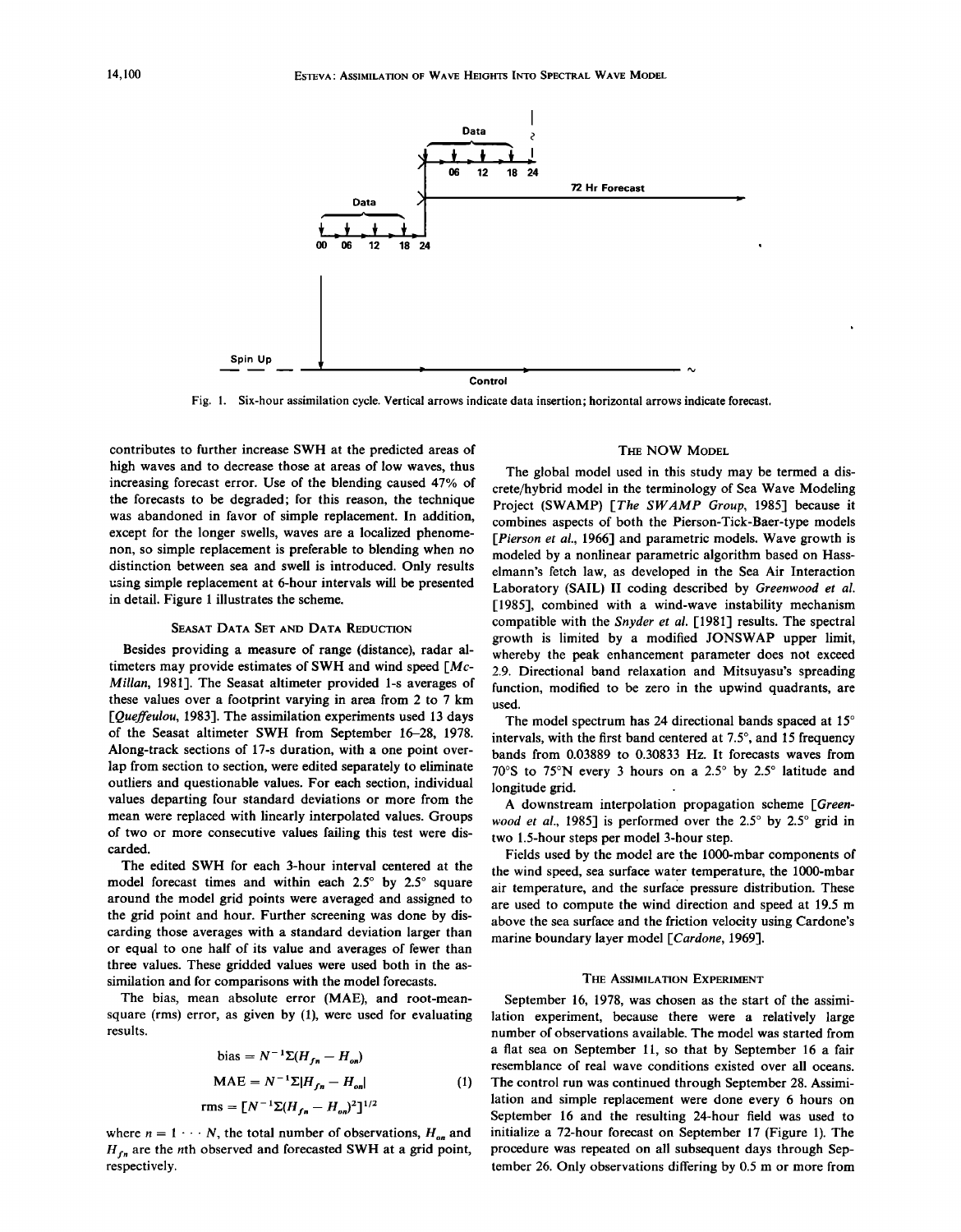Fig. 1. Six-hour assimilation cycle. Vertical arrows indicate data insertion; horizontal arrows indicate forecast.

contributes to further increase SWH at the predicted areas of high waves and to decrease those at areas of low waves, thus increasing forecast error. Use of the blending caused 47% of the forecasts to be degraded; for this reason, the technique was abandoned in favor of simple replacement. In addition, except for the longer swells, waves are a localized phenomenon, so simple replacement is preferable to blending when no distinction between sea and swell is introduced. Only results using simple replacement at 6-hour intervals will be presented in detail. Figure 1 illustrates the scheme.

## Seasat Data Set and Data Reduction

Besides providing a measure of range (distance), radar altimeters may provide estimates of SWH and wind speed [*McMillan*, 1981]. The Seasat altimeter provided 1-s averages of these values over a footprint varying in area from 2 to 7 km [*Queffeulou*, 1983]. The assimilation experiments used 13 days of the Seasat altimeter SWH from September 16–28, 1978. Along-track sections of 17-s duration, with a one point overlap from section to section, were edited separately to eliminate outliers and questionable values. For each section, individual values departing four standard deviations or more from the mean were replaced with linearly interpolated values. Groups of two or more consecutive values failing this test were discarded.

The edited SWH for each 3-hour interval centered at the model forecast times and within each 2.5° by 2.5° square around the model grid points were averaged and assigned to the grid point and hour. Further screening was done by discarding those averages with a standard deviation larger than or equal to one half of its value and averages of fewer than three values. These gridded values were used both in the assimilation and for comparisons with the model forecasts.

The bias, mean absolute error (MAE), and root-mean-square (rms) error, as given by (1), were used for evaluating results.

$$
\begin{aligned}
\text{bias} &= N^{-1}\Sigma(H_{fn} - H_{on}) \\
\text{MAE} &= N^{-1}\Sigma|H_{fn} - H_{on}| \\
\text{rms} &= [N^{-1}\Sigma(H_{fn} - H_{on})^2]^{1/2}
\end{aligned}
\qquad (1)
$$

where $n = 1 \cdots N$, the total number of observations, $H_{on}$ and $H_{fn}$ are the $n$th observed and forecasted SWH at a grid point, respectively.

## The NOW Model

The global model used in this study may be termed a discrete/hybrid model in the terminology of Sea Wave Modeling Project (SWAMP) [*The SWAMP Group*, 1985] because it combines aspects of both the Pierson-Tick-Baer-type models [*Pierson et al.*, 1966] and parametric models. Wave growth is modeled by a nonlinear parametric algorithm based on Hasselmann's fetch law, as developed in the Sea Air Interaction Laboratory (SAIL) II coding described by *Greenwood et al.* [1985], combined with a wind-wave instability mechanism compatible with the *Snyder et al.* [1981] results. The spectral growth is limited by a modified JONSWAP upper limit, whereby the peak enhancement parameter does not exceed 2.9. Directional band relaxation and Mitsuyasu's spreading function, modified to be zero in the upwind quadrants, are used.

The model spectrum has 24 directional bands spaced at 15° intervals, with the first band centered at 7.5°, and 15 frequency bands from 0.03889 to 0.30833 Hz. It forecasts waves from 70°S to 75°N every 3 hours on a 2.5° by 2.5° latitude and longitude grid.

A downstream interpolation propagation scheme [*Greenwood et al.*, 1985] is performed over the 2.5° by 2.5° grid in two 1.5-hour steps per model 3-hour step.

Fields used by the model are the 1000-mbar components of the wind speed, sea surface water temperature, the 1000-mbar air temperature, and the surface pressure distribution. These are used to compute the wind direction and speed at 19.5 m above the sea surface and the friction velocity using Cardone's marine boundary layer model [*Cardone*, 1969].

## The Assimilation Experiment

September 16, 1978, was chosen as the start of the assimilation experiment, because there were a relatively large number of observations available. The model was started from a flat sea on September 11, so that by September 16 a fair resemblance of real wave conditions existed over all oceans. The control run was continued through September 28. Assimilation and simple replacement were done every 6 hours on September 16 and the resulting 24-hour field was used to initialize a 72-hour forecast on September 17 (Figure 1). The procedure was repeated on all subsequent days through September 26. Only observations differing by 0.5 m or more from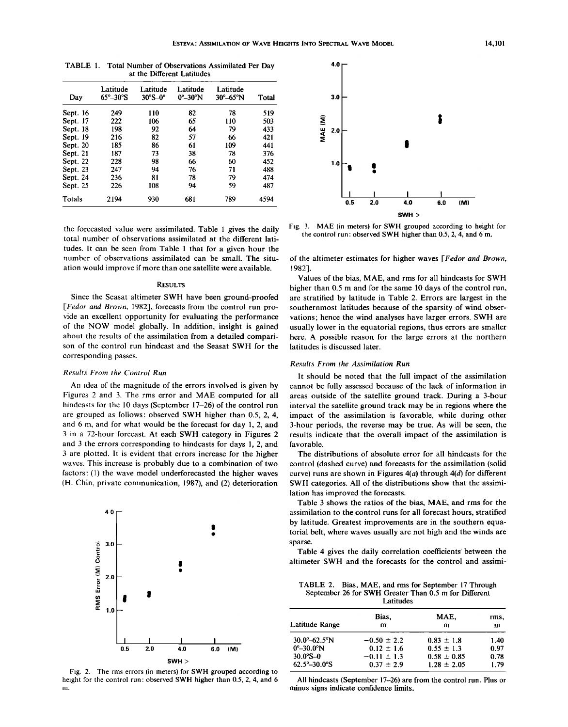TABLE 1. Total Number of Observations Assimilated Per Day at the Different Latitudes

| Day | Latitude 65°–30°S | Latitude 30°S–0° | Latitude 0°–30°N | Latitude 30°–65°N | Total |
|---|---|---|---|---|---|
| Sept. 16 | 249 | 110 | 82 | 78 | 519 |
| Sept. 17 | 222 | 106 | 65 | 110 | 503 |
| Sept. 18 | 198 | 92 | 64 | 79 | 433 |
| Sept. 19 | 216 | 82 | 57 | 66 | 421 |
| Sept. 20 | 185 | 86 | 61 | 109 | 441 |
| Sept. 21 | 187 | 73 | 38 | 78 | 376 |
| Sept. 22 | 228 | 98 | 66 | 60 | 452 |
| Sept. 23 | 247 | 94 | 76 | 71 | 488 |
| Sept. 24 | 236 | 81 | 78 | 79 | 474 |
| Sept. 25 | 226 | 108 | 94 | 59 | 487 |
| Totals | 2194 | 930 | 681 | 789 | 4594 |

the forecasted value were assimilated. Table 1 gives the daily total number of observations assimilated at the different latitudes. It can be seen from Table 1 that for a given hour the number of observations assimilated can be small. The situation would improve if more than one satellite were available.

## Results

Since the Seasat altimeter SWH have been ground-proofed [*Fedor and Brown*, 1982], forecasts from the control run provide an excellent opportunity for evaluating the performance of the NOW model globally. In addition, insight is gained about the results of the assimilation from a detailed comparison of the control run hindcast and the Seasat SWH for the corresponding passes.

### *Results From the Control Run*

An idea of the magnitude of the errors involved is given by Figures 2 and 3. The rms error and MAE computed for all hindcasts for the 10 days (September 17–26) of the control run are grouped as follows: observed SWH higher than 0.5, 2, 4, and 6 m, and for what would be the forecast for day 1, 2, and 3 in a 72-hour forecast. At each SWH category in Figures 2 and 3 the errors corresponding to hindcasts for days 1, 2, and 3 are plotted. It is evident that errors increase for the higher waves. This increase is probably due to a combination of two factors: (1) the wave model underforecasted the higher waves (H. Chin, private communication, 1987), and (2) deterioration of the altimeter estimates for higher waves [*Fedor and Brown*, 1982].

Fig. 2. The rms errors (in meters) for SWH grouped according to height for the control run: observed SWH higher than 0.5, 2, 4, and 6 m.

Fig. 3. MAE (in meters) for SWH grouped according to height for the control run: observed SWH higher than 0.5, 2, 4, and 6 m.

Values of the bias, MAE, and rms for all hindcasts for SWH higher than 0.5 m and for the same 10 days of the control run, are stratified by latitude in Table 2. Errors are largest in the southernmost latitudes because of the sparsity of wind observations; hence the wind analyses have larger errors. SWH are usually lower in the equatorial regions, thus errors are smaller here. A possible reason for the large errors at the northern latitudes is discussed later.

### *Results From the Assimilation Run*

It should be noted that the full impact of the assimilation cannot be fully assessed because of the lack of information in areas outside of the satellite ground track. During a 3-hour interval the satellite ground track may be in regions where the impact of the assimilation is favorable, while during other 3-hour periods, the reverse may be true. As will be seen, the results indicate that the overall impact of the assimilation is favorable.

The distributions of absolute error for all hindcasts for the control (dashed curve) and forecasts for the assimilation (solid curve) runs are shown in Figures 4(*a*) through 4(*d*) for different SWH categories. All of the distributions show that the assimilation has improved the forecasts.

Table 3 shows the ratios of the bias, MAE, and rms for the assimilation to the control runs for all forecast hours, stratified by latitude. Greatest improvements are in the southern equatorial belt, where waves usually are not high and the winds are sparse.

Table 4 gives the daily correlation coefficients between the altimeter SWH and the forecasts for the control and assimi-

TABLE 2. Bias, MAE, and rms for September 17 Through September 26 for SWH Greater Than 0.5 m for Different Latitudes

| Latitude Range | Bias, m | MAE, m | rms, m |
|---|---|---|---|
| 30.0°–62.5°N | −0.50 ± 2.2 | 0.83 ± 1.8 | 1.40 |
| 0°–30.0°N | 0.12 ± 1.6 | 0.55 ± 1.3 | 0.97 |
| 30.0°S–0 | −0.11 ± 1.3 | 0.58 ± 0.85 | 0.78 |
| 62.5°–30.0°S | 0.37 ± 2.9 | 1.28 ± 2.05 | 1.79 |

All hindcasts (September 17–26) are from the control run. Plus or minus signs indicate confidence limits.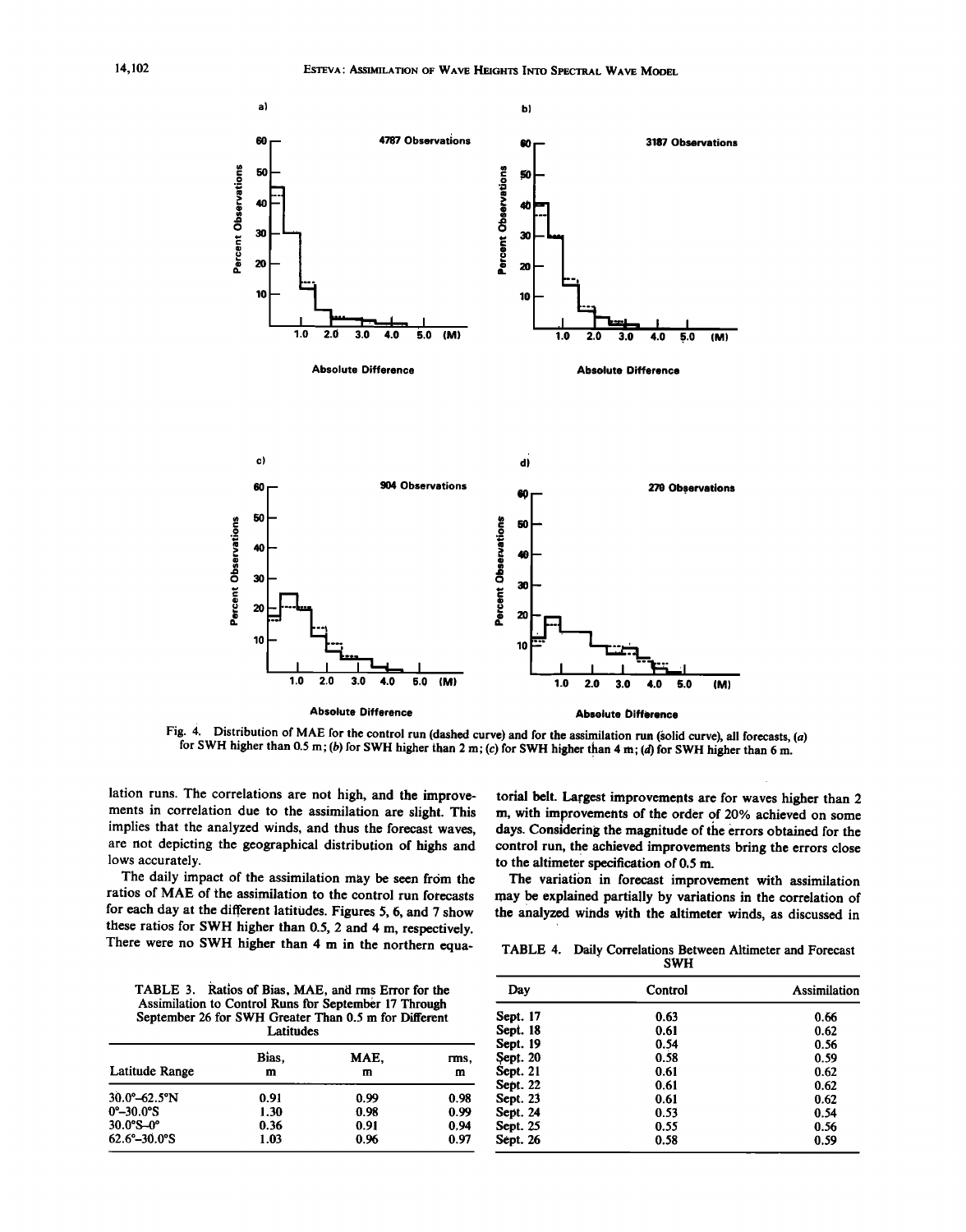Fig. 4. Distribution of MAE for the control run (dashed curve) and for the assimilation run (solid curve), all forecasts, (*a*) for SWH higher than 0.5 m; (*b*) for SWH higher than 2 m; (*c*) for SWH higher than 4 m; (*d*) for SWH higher than 6 m.

lation runs. The correlations are not high, and the improvements in correlation due to the assimilation are slight. This implies that the analyzed winds, and thus the forecast waves, are not depicting the geographical distribution of highs and lows accurately.

The daily impact of the assimilation may be seen from the ratios of MAE of the assimilation to the control run forecasts for each day at the different latitudes. Figures 5, 6, and 7 show these ratios for SWH higher than 0.5, 2 and 4 m, respectively. There were no SWH higher than 4 m in the northern equatorial belt. Largest improvements are for waves higher than 2 m, with improvements of the order of 20% achieved on some days. Considering the magnitude of the errors obtained for the control run, the achieved improvements bring the errors close to the altimeter specification of 0.5 m.

The variation in forecast improvement with assimilation may be explained partially by variations in the correlation of the analyzed winds with the altimeter winds, as discussed in

TABLE 3. Ratios of Bias, MAE, and rms Error for the Assimilation to Control Runs for September 17 Through September 26 for SWH Greater Than 0.5 m for Different Latitudes

| Latitude Range | Bias, m | MAE, m | rms, m |
|---|---|---|---|
| 30.0°–62.5°N | 0.91 | 0.99 | 0.98 |
| 0°–30.0°S | 1.30 | 0.98 | 0.99 |
| 30.0°S–0° | 0.36 | 0.91 | 0.94 |
| 62.6°–30.0°S | 1.03 | 0.96 | 0.97 |

TABLE 4. Daily Correlations Between Altimeter and Forecast SWH

| Day | Control | Assimilation |
|---|---|---|
| Sept. 17 | 0.63 | 0.66 |
| Sept. 18 | 0.61 | 0.62 |
| Sept. 19 | 0.54 | 0.56 |
| Sept. 20 | 0.58 | 0.59 |
| Sept. 21 | 0.61 | 0.62 |
| Sept. 22 | 0.61 | 0.62 |
| Sept. 23 | 0.61 | 0.62 |
| Sept. 24 | 0.53 | 0.54 |
| Sept. 25 | 0.55 | 0.56 |
| Sept. 26 | 0.58 | 0.59 |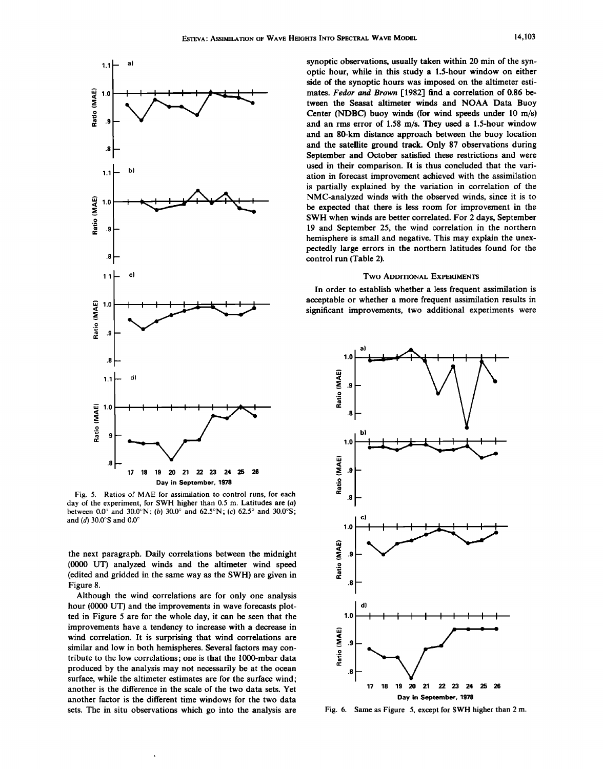Fig. 5. Ratios of MAE for assimilation to control runs, for each day of the experiment, for SWH higher than 0.5 m. Latitudes are (*a*) between 0.0° and 30.0°N; (*b*) 30.0° and 62.5°N; (*c*) 62.5° and 30.0°S; and (*d*) 30.0°S and 0.0°

the next paragraph. Daily correlations between the midnight (0000 UT) analyzed winds and the altimeter wind speed (edited and gridded in the same way as the SWH) are given in Figure 8.

Although the wind correlations are for only one analysis hour (0000 UT) and the improvements in wave forecasts plotted in Figure 5 are for the whole day, it can be seen that the improvements have a tendency to increase with a decrease in wind correlation. It is surprising that wind correlations are similar and low in both hemispheres. Several factors may contribute to the low correlations; one is that the 1000-mbar data produced by the analysis may not necessarily be at the ocean surface, while the altimeter estimates are for the surface wind; another is the difference in the scale of the two data sets. Yet another factor is the different time windows for the two data sets. The in situ observations which go into the analysis are synoptic observations, usually taken within 20 min of the synoptic hour, while in this study a 1.5-hour window on either side of the synoptic hours was imposed on the altimeter estimates. *Fedor and Brown* [1982] find a correlation of 0.86 between the Seasat altimeter winds and NOAA Data Buoy Center (NDBC) buoy winds (for wind speeds under 10 m/s) and an rms error of 1.58 m/s. They used a 1.5-hour window and an 80-km distance approach between the buoy location and the satellite ground track. Only 87 observations during September and October satisfied these restrictions and were used in their comparison. It is thus concluded that the variation in forecast improvement achieved with the assimilation is partially explained by the variation in correlation of the NMC-analyzed winds with the observed winds, since it is to be expected that there is less room for improvement in the SWH when winds are better correlated. For 2 days, September 19 and September 25, the wind correlation in the northern hemisphere is small and negative. This may explain the unexpectedly large errors in the northern latitudes found for the control run (Table 2).

## Two Additional Experiments

In order to establish whether a less frequent assimilation is acceptable or whether a more frequent assimilation results in significant improvements, two additional experiments were

Fig. 6. Same as Figure 5, except for SWH higher than 2 m.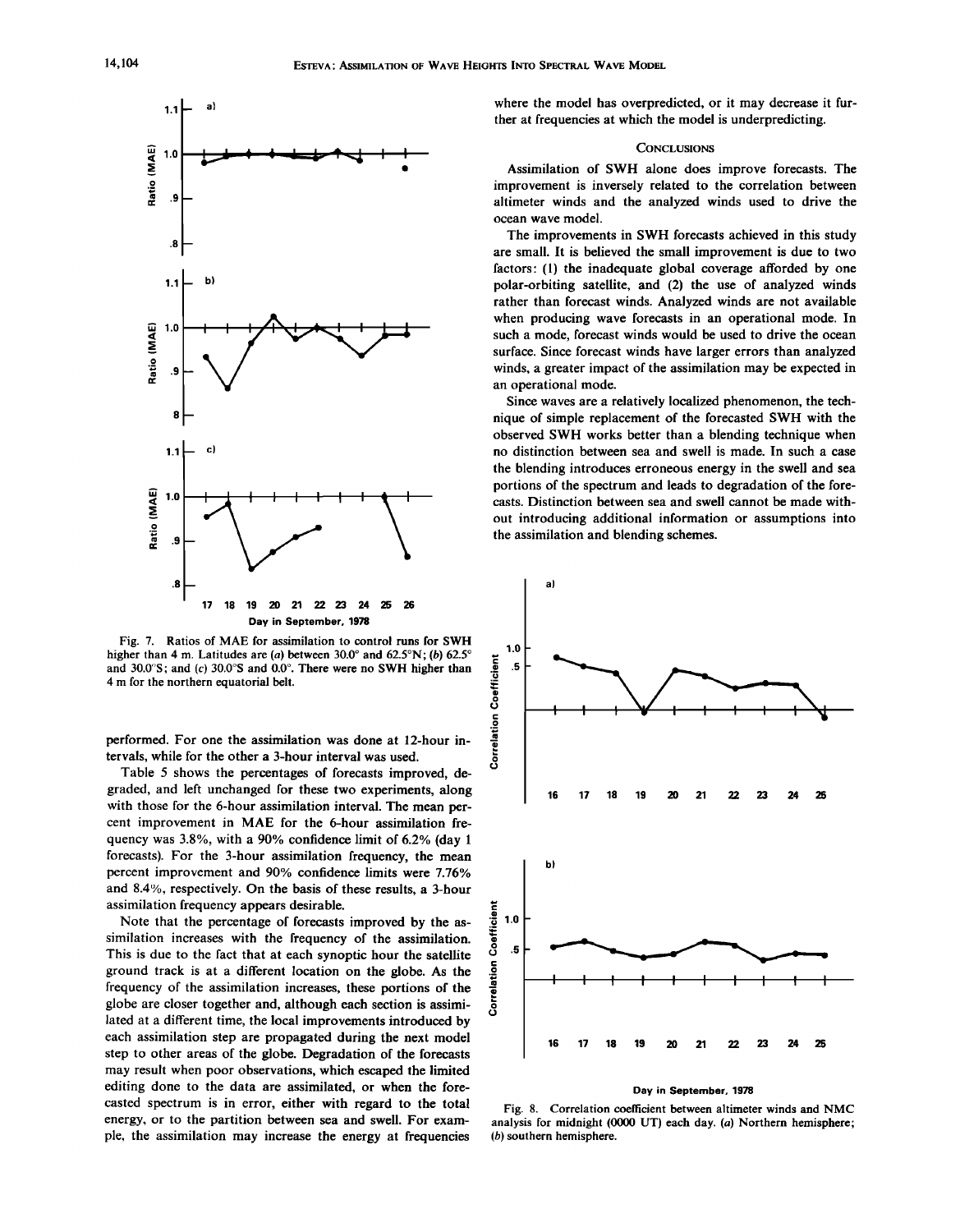Fig. 7. Ratios of MAE for assimilation to control runs for SWH higher than 4 m. Latitudes are (*a*) between 30.0° and 62.5°N; (*b*) 62.5° and 30.0°S; and (*c*) 30.0°S and 0.0°. There were no SWH higher than 4 m for the northern equatorial belt.

performed. For one the assimilation was done at 12-hour intervals, while for the other a 3-hour interval was used.

Table 5 shows the percentages of forecasts improved, degraded, and left unchanged for these two experiments, along with those for the 6-hour assimilation interval. The mean percent improvement in MAE for the 6-hour assimilation frequency was 3.8%, with a 90% confidence limit of 6.2% (day 1 forecasts). For the 3-hour assimilation frequency, the mean percent improvement and 90% confidence limits were 7.76% and 8.4%, respectively. On the basis of these results, a 3-hour assimilation frequency appears desirable.

Note that the percentage of forecasts improved by the assimilation increases with the frequency of the assimilation. This is due to the fact that at each synoptic hour the satellite ground track is at a different location on the globe. As the frequency of the assimilation increases, these portions of the globe are closer together and, although each section is assimilated at a different time, the local improvements introduced by each assimilation step are propagated during the next model step to other areas of the globe. Degradation of the forecasts may result when poor observations, which escaped the limited editing done to the data are assimilated, or when the forecasted spectrum is in error, either with regard to the total energy, or to the partition between sea and swell. For example, the assimilation may increase the energy at frequencies where the model has overpredicted, or it may decrease it further at frequencies at which the model is underpredicting.

## Conclusions

Assimilation of SWH alone does improve forecasts. The improvement is inversely related to the correlation between altimeter winds and the analyzed winds used to drive the ocean wave model.

The improvements in SWH forecasts achieved in this study are small. It is believed the small improvement is due to two factors: (1) the inadequate global coverage afforded by one polar-orbiting satellite, and (2) the use of analyzed winds rather than forecast winds. Analyzed winds are not available when producing wave forecasts in an operational mode. In such a mode, forecast winds would be used to drive the ocean surface. Since forecast winds have larger errors than analyzed winds, a greater impact of the assimilation may be expected in an operational mode.

Since waves are a relatively localized phenomenon, the technique of simple replacement of the forecasted SWH with the observed SWH works better than a blending technique when no distinction between sea and swell is made. In such a case the blending introduces erroneous energy in the swell and sea portions of the spectrum and leads to degradation of the forecasts. Distinction between sea and swell cannot be made without introducing additional information or assumptions into the assimilation and blending schemes.

Fig. 8. Correlation coefficient between altimeter winds and NMC analysis for midnight (0000 UT) each day. (*a*) Northern hemisphere; (*b*) southern hemisphere.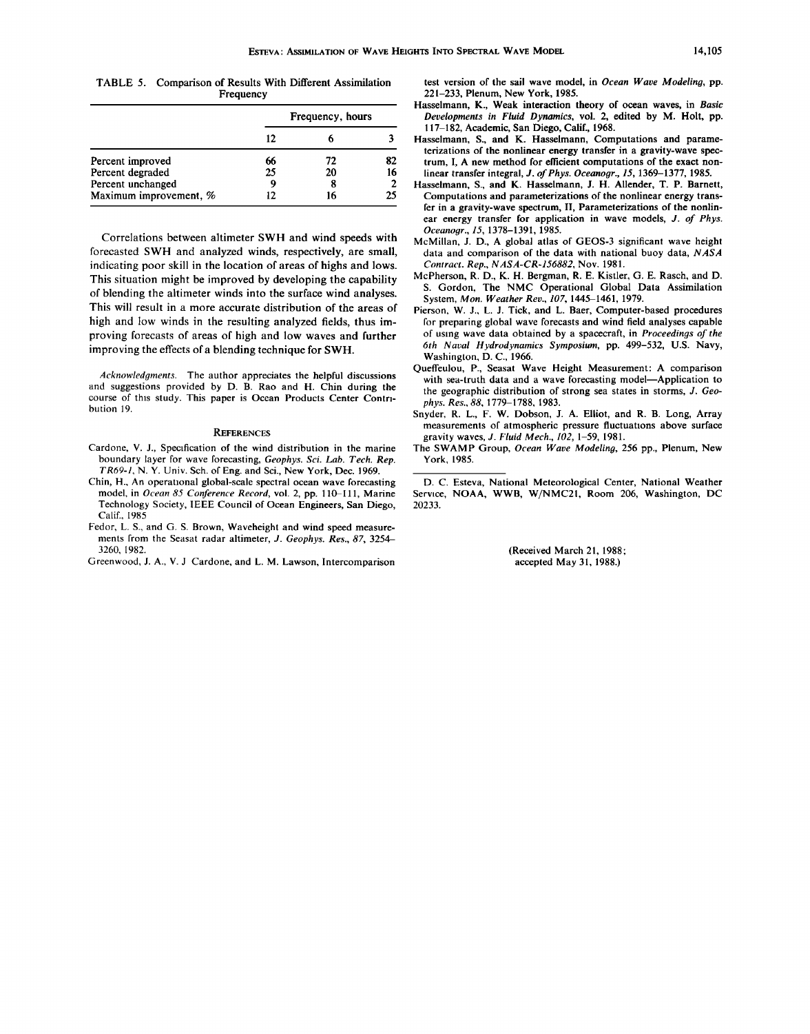TABLE 5. Comparison of Results With Different Assimilation Frequency

| | Frequency, hours | | |
|---|---|---|---|
| | 12 | 6 | 3 |
| Percent improved | 66 | 72 | 82 |
| Percent degraded | 25 | 20 | 16 |
| Percent unchanged | 9 | 8 | 2 |
| Maximum improvement, % | 12 | 16 | 25 |

Correlations between altimeter SWH and wind speeds with forecasted SWH and analyzed winds, respectively, are small, indicating poor skill in the location of areas of highs and lows. This situation might be improved by developing the capability of blending the altimeter winds into the surface wind analyses. This will result in a more accurate distribution of the areas of high and low winds in the resulting analyzed fields, thus improving forecasts of areas of high and low waves and further improving the effects of a blending technique for SWH.

*Acknowledgments.* The author appreciates the helpful discussions and suggestions provided by D. B. Rao and H. Chin during the course of this study. This paper is Ocean Products Center Contribution 19.

## References

Cardone, V. J., Specification of the wind distribution in the marine boundary layer for wave forecasting, *Geophys. Sci. Lab. Tech. Rep. TR69-1*, N. Y. Univ. Sch. of Eng. and Sci., New York, Dec. 1969.

Chin, H., An operational global-scale spectral ocean wave forecasting model, in *Ocean 85 Conference Record*, vol. 2, pp. 110–111, Marine Technology Society, IEEE Council of Ocean Engineers, San Diego, Calif., 1985

Fedor, L. S., and G. S. Brown, Waveheight and wind speed measurements from the Seasat radar altimeter, *J. Geophys. Res.*, *87*, 3254–3260, 1982.

Greenwood, J. A., V. J Cardone, and L. M. Lawson, Intercomparison test version of the sail wave model, in *Ocean Wave Modeling*, pp. 221–233, Plenum, New York, 1985.

Hasselmann, K., Weak interaction theory of ocean waves, in *Basic Developments in Fluid Dynamics*, vol. 2, edited by M. Holt, pp. 117–182, Academic, San Diego, Calif., 1968.

Hasselmann, S., and K. Hasselmann, Computations and parameterizations of the nonlinear energy transfer in a gravity-wave spectrum, I, A new method for efficient computations of the exact nonlinear transfer integral, *J. of Phys. Oceanogr.*, *15*, 1369–1377, 1985.

Hasselmann, S., and K. Hasselmann, J. H. Allender, T. P. Barnett, Computations and parameterizations of the nonlinear energy transfer in a gravity-wave spectrum, II, Parameterizations of the nonlinear energy transfer for application in wave models, *J. of Phys. Oceanogr.*, *15*, 1378–1391, 1985.

McMillan, J. D., A global atlas of GEOS-3 significant wave height data and comparison of the data with national buoy data, *NASA Contract. Rep.*, *NASA-CR-156882*, Nov. 1981.

McPherson, R. D., K. H. Bergman, R. E. Kistler, G. E. Rasch, and D. S. Gordon, The NMC Operational Global Data Assimilation System, *Mon. Weather Rev.*, *107*, 1445–1461, 1979.

Pierson, W. J., L. J. Tick, and L. Baer, Computer-based procedures for preparing global wave forecasts and wind field analyses capable of using wave data obtained by a spacecraft, in *Proceedings of the 6th Naval Hydrodynamics Symposium*, pp. 499–532, U.S. Navy, Washington, D. C., 1966.

Queffeulou, P., Seasat Wave Height Measurement: A comparison with sea-truth data and a wave forecasting model—Application to the geographic distribution of strong sea states in storms, *J. Geophys. Res.*, *88*, 1779–1788, 1983.

Snyder, R. L., F. W. Dobson, J. A. Elliot, and R. B. Long, Array measurements of atmospheric pressure fluctuations above surface gravity waves, *J. Fluid Mech.*, *102*, 1–59, 1981.

The SWAMP Group, *Ocean Wave Modeling*, 256 pp., Plenum, New York, 1985.

---

D. C. Esteva, National Meteorological Center, National Weather Service, NOAA, WWB, W/NMC21, Room 206, Washington, DC 20233.

(Received March 21, 1988;
accepted May 31, 1988.)